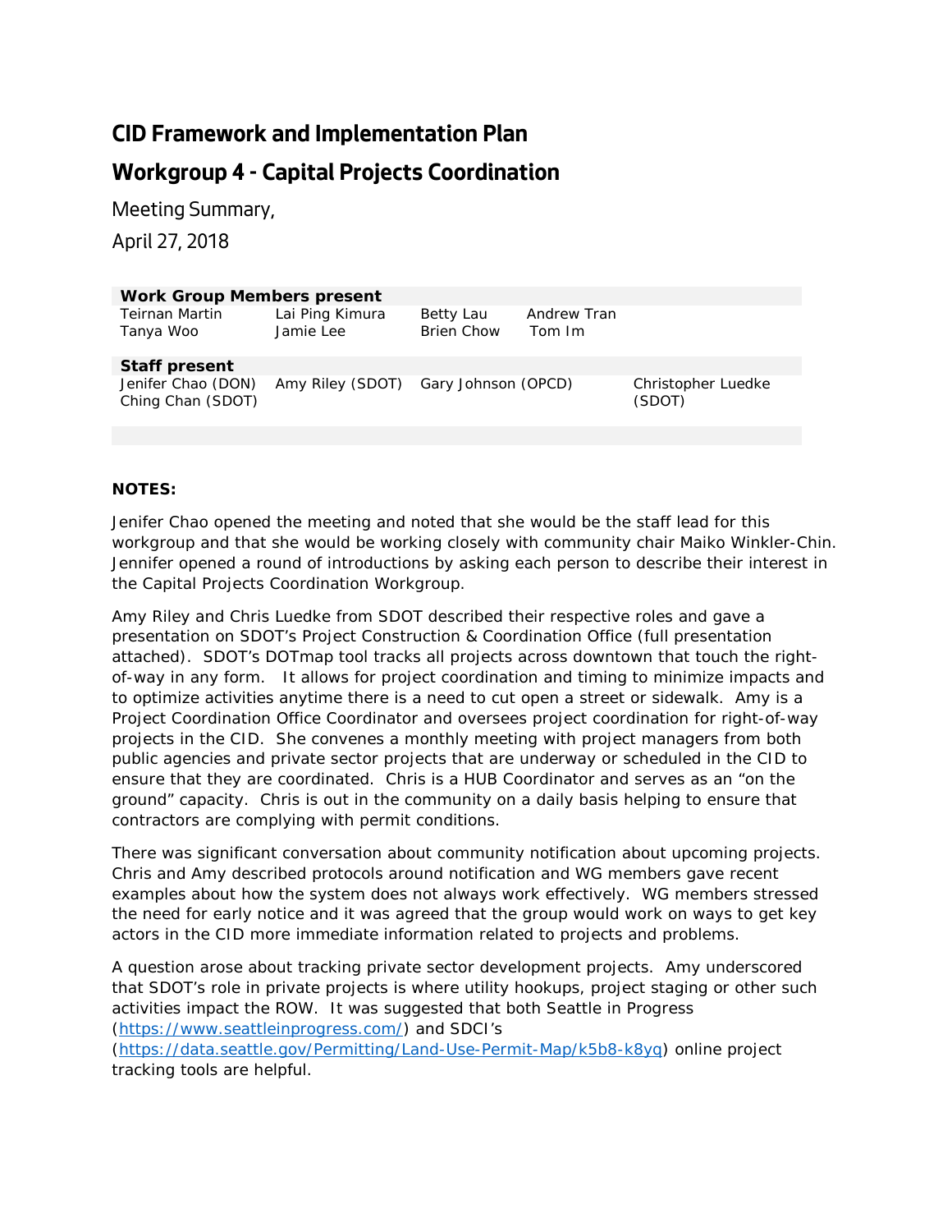# CID Framework and Implementation Plan

## Workgroup 4 - Capital Projects Coordination

Meeting Summary,

April 27, 2018

| **Work Group Members present** | | | | |
|---|---|---|---|---|
| Teirnan Martin | Lai Ping Kimura | Betty Lau | Andrew Tran | |
| Tanya Woo | Jamie Lee | Brien Chow | Tom Im | |
| **Staff present** | | | | |
| Jenifer Chao (DON) | Amy Riley (SDOT) | Gary Johnson (OPCD) | | Christopher Luedke (SDOT) |
| Ching Chan (SDOT) | | | | |

**NOTES:**

Jenifer Chao opened the meeting and noted that she would be the staff lead for this workgroup and that she would be working closely with community chair Maiko Winkler-Chin. Jennifer opened a round of introductions by asking each person to describe their interest in the Capital Projects Coordination Workgroup.

Amy Riley and Chris Luedke from SDOT described their respective roles and gave a presentation on SDOT's Project Construction & Coordination Office (full presentation attached). SDOT's DOTmap tool tracks all projects across downtown that touch the right-of-way in any form. It allows for project coordination and timing to minimize impacts and to optimize activities anytime there is a need to cut open a street or sidewalk. Amy is a Project Coordination Office Coordinator and oversees project coordination for right-of-way projects in the CID. She convenes a monthly meeting with project managers from both public agencies and private sector projects that are underway or scheduled in the CID to ensure that they are coordinated. Chris is a HUB Coordinator and serves as an "on the ground" capacity. Chris is out in the community on a daily basis helping to ensure that contractors are complying with permit conditions.

There was significant conversation about community notification about upcoming projects. Chris and Amy described protocols around notification and WG members gave recent examples about how the system does not always work effectively. WG members stressed the need for early notice and it was agreed that the group would work on ways to get key actors in the CID more immediate information related to projects and problems.

A question arose about tracking private sector development projects. Amy underscored that SDOT's role in private projects is where utility hookups, project staging or other such activities impact the ROW. It was suggested that both Seattle in Progress (https://www.seattleinprogress.com/) and SDCI's (https://data.seattle.gov/Permitting/Land-Use-Permit-Map/k5b8-k8yq) online project tracking tools are helpful.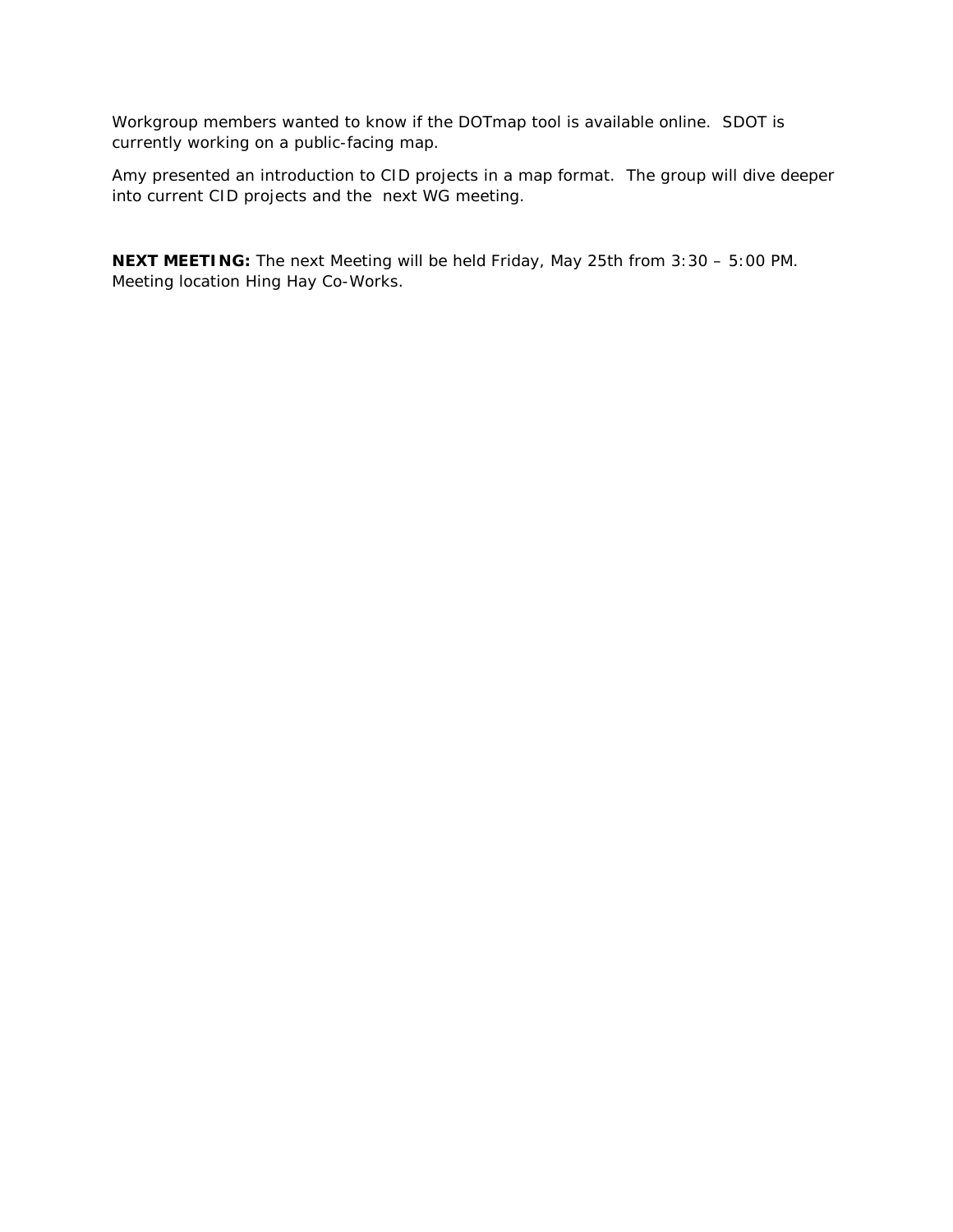Workgroup members wanted to know if the DOTmap tool is available online. SDOT is currently working on a public-facing map.

Amy presented an introduction to CID projects in a map format. The group will dive deeper into current CID projects and the next WG meeting.

**NEXT MEETING:** The next Meeting will be held Friday, May 25th from 3:30 – 5:00 PM. Meeting location Hing Hay Co-Works.